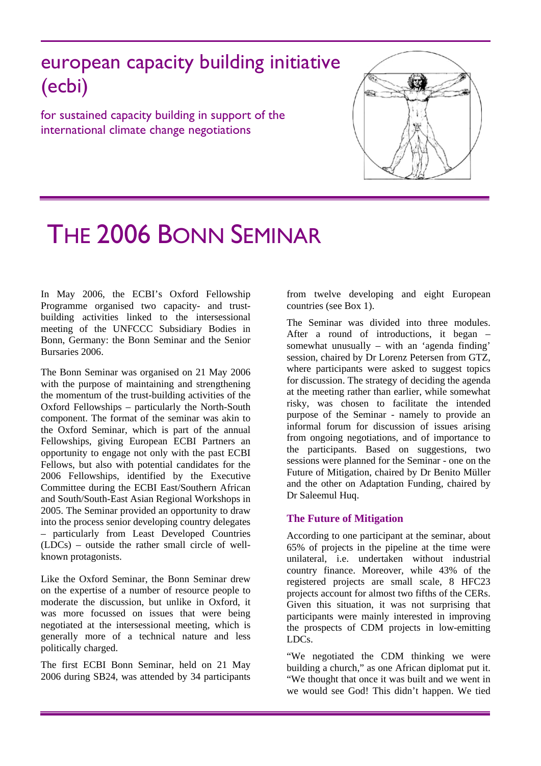# european capacity building initiative (ecbi)

for sustained capacity building in support of the international climate change negotiations

# THE 2006 BONN SEMINAR

In May 2006, the ECBI's Oxford Fellowship Programme organised two capacity- and trust-building activities linked to the intersessional meeting of the UNFCCC Subsidiary Bodies in Bonn, Germany: the Bonn Seminar and the Senior Bursaries 2006.

The Bonn Seminar was organised on 21 May 2006 with the purpose of maintaining and strengthening the momentum of the trust-building activities of the Oxford Fellowships – particularly the North-South component. The format of the seminar was akin to the Oxford Seminar, which is part of the annual Fellowships, giving European ECBI Partners an opportunity to engage not only with the past ECBI Fellows, but also with potential candidates for the 2006 Fellowships, identified by the Executive Committee during the ECBI East/Southern African and South/South-East Asian Regional Workshops in 2005. The Seminar provided an opportunity to draw into the process senior developing country delegates – particularly from Least Developed Countries (LDCs) – outside the rather small circle of well-known protagonists.

Like the Oxford Seminar, the Bonn Seminar drew on the expertise of a number of resource people to moderate the discussion, but unlike in Oxford, it was more focussed on issues that were being negotiated at the intersessional meeting, which is generally more of a technical nature and less politically charged.

The first ECBI Bonn Seminar, held on 21 May 2006 during SB24, was attended by 34 participants from twelve developing and eight European countries (see Box 1).

The Seminar was divided into three modules. After a round of introductions, it began – somewhat unusually – with an 'agenda finding' session, chaired by Dr Lorenz Petersen from GTZ, where participants were asked to suggest topics for discussion. The strategy of deciding the agenda at the meeting rather than earlier, while somewhat risky, was chosen to facilitate the intended purpose of the Seminar - namely to provide an informal forum for discussion of issues arising from ongoing negotiations, and of importance to the participants. Based on suggestions, two sessions were planned for the Seminar - one on the Future of Mitigation, chaired by Dr Benito Müller and the other on Adaptation Funding, chaired by Dr Saleemul Huq.

### The Future of Mitigation

According to one participant at the seminar, about 65% of projects in the pipeline at the time were unilateral, i.e. undertaken without industrial country finance. Moreover, while 43% of the registered projects are small scale, 8 HFC23 projects account for almost two fifths of the CERs. Given this situation, it was not surprising that participants were mainly interested in improving the prospects of CDM projects in low-emitting LDCs.

"We negotiated the CDM thinking we were building a church," as one African diplomat put it. "We thought that once it was built and we went in we would see God! This didn't happen. We tied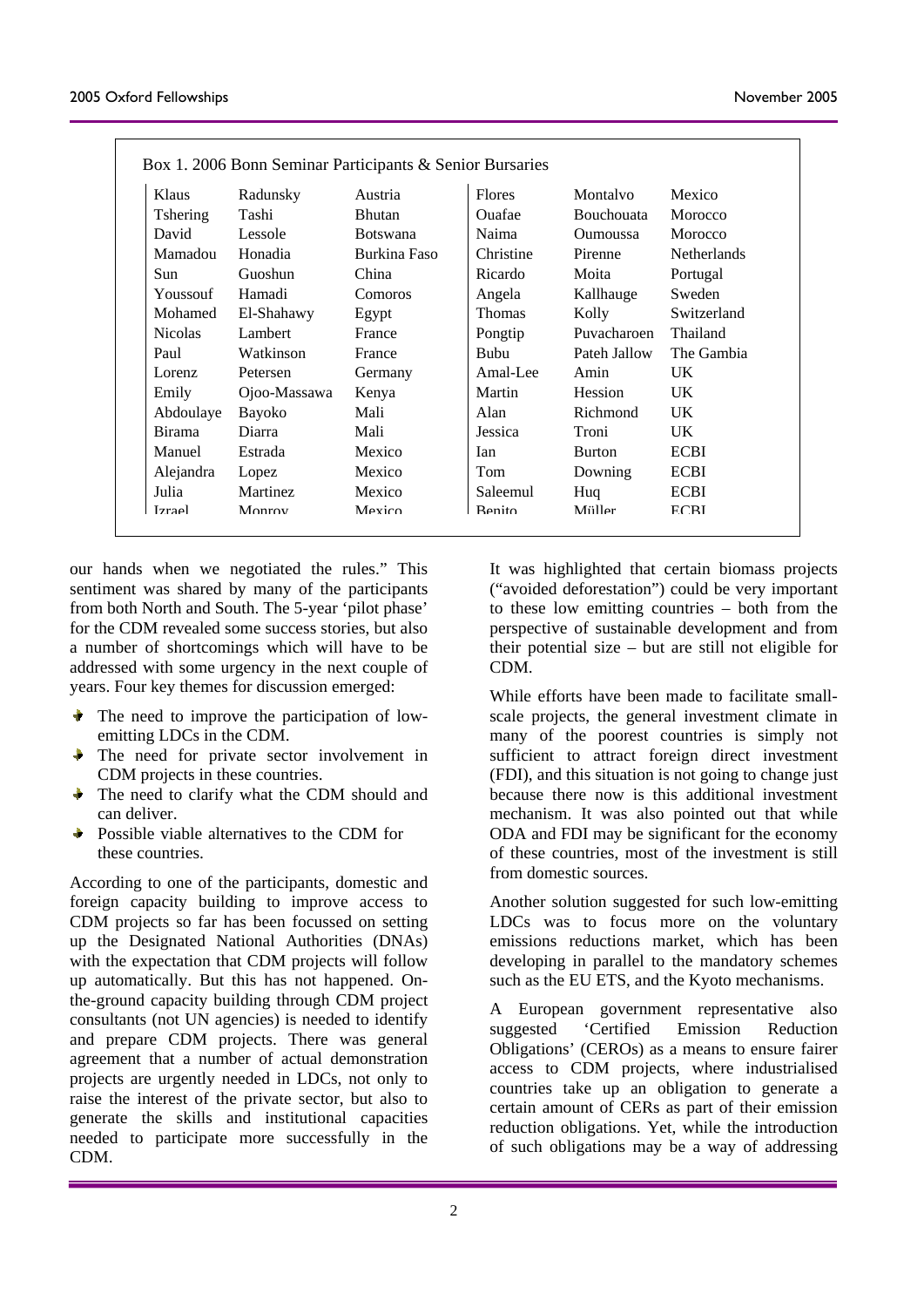Box 1. 2006 Bonn Seminar Participants & Senior Bursaries

| | | | | | |
|---|---|---|---|---|---|
| Klaus | Radunsky | Austria | Flores | Montalvo | Mexico |
| Tshering | Tashi | Bhutan | Ouafae | Bouchouata | Morocco |
| David | Lessole | Botswana | Naima | Oumoussa | Morocco |
| Mamadou | Honadia | Burkina Faso | Christine | Pirenne | Netherlands |
| Sun | Guoshun | China | Ricardo | Moita | Portugal |
| Youssouf | Hamadi | Comoros | Angela | Kallhauge | Sweden |
| Mohamed | El-Shahawy | Egypt | Thomas | Kolly | Switzerland |
| Nicolas | Lambert | France | Pongtip | Puvacharoen | Thailand |
| Paul | Watkinson | France | Bubu | Pateh Jallow | The Gambia |
| Lorenz | Petersen | Germany | Amal-Lee | Amin | UK |
| Emily | Ojoo-Massawa | Kenya | Martin | Hession | UK |
| Abdoulaye | Bayoko | Mali | Alan | Richmond | UK |
| Birama | Diarra | Mali | Jessica | Troni | UK |
| Manuel | Estrada | Mexico | Ian | Burton | ECBI |
| Alejandra | Lopez | Mexico | Tom | Downing | ECBI |
| Julia | Martinez | Mexico | Saleemul | Huq | ECBI |
| Izrael | Monroy | Mexico | Benito | Müller | ECBI |

our hands when we negotiated the rules." This sentiment was shared by many of the participants from both North and South. The 5-year 'pilot phase' for the CDM revealed some success stories, but also a number of shortcomings which will have to be addressed with some urgency in the next couple of years. Four key themes for discussion emerged:

- The need to improve the participation of low-emitting LDCs in the CDM.
- The need for private sector involvement in CDM projects in these countries.
- The need to clarify what the CDM should and can deliver.
- Possible viable alternatives to the CDM for these countries.

According to one of the participants, domestic and foreign capacity building to improve access to CDM projects so far has been focussed on setting up the Designated National Authorities (DNAs) with the expectation that CDM projects will follow up automatically. But this has not happened. On-the-ground capacity building through CDM project consultants (not UN agencies) is needed to identify and prepare CDM projects. There was general agreement that a number of actual demonstration projects are urgently needed in LDCs, not only to raise the interest of the private sector, but also to generate the skills and institutional capacities needed to participate more successfully in the CDM.

It was highlighted that certain biomass projects ("avoided deforestation") could be very important to these low emitting countries – both from the perspective of sustainable development and from their potential size – but are still not eligible for CDM.

While efforts have been made to facilitate small-scale projects, the general investment climate in many of the poorest countries is simply not sufficient to attract foreign direct investment (FDI), and this situation is not going to change just because there now is this additional investment mechanism. It was also pointed out that while ODA and FDI may be significant for the economy of these countries, most of the investment is still from domestic sources.

Another solution suggested for such low-emitting LDCs was to focus more on the voluntary emissions reductions market, which has been developing in parallel to the mandatory schemes such as the EU ETS, and the Kyoto mechanisms.

A European government representative also suggested 'Certified Emission Reduction Obligations' (CEROs) as a means to ensure fairer access to CDM projects, where industrialised countries take up an obligation to generate a certain amount of CERs as part of their emission reduction obligations. Yet, while the introduction of such obligations may be a way of addressing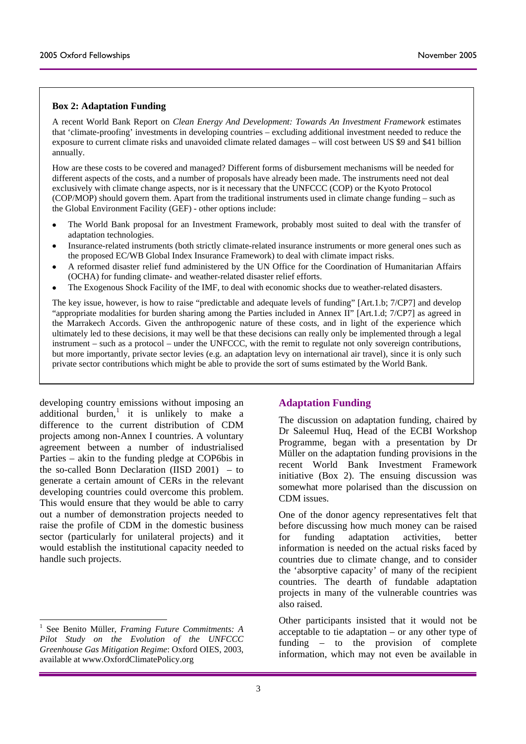**Box 2: Adaptation Funding**

A recent World Bank Report on *Clean Energy And Development: Towards An Investment Framework* estimates that 'climate-proofing' investments in developing countries – excluding additional investment needed to reduce the exposure to current climate risks and unavoided climate related damages – will cost between US $9 and $41 billion annually.

How are these costs to be covered and managed? Different forms of disbursement mechanisms will be needed for different aspects of the costs, and a number of proposals have already been made. The instruments need not deal exclusively with climate change aspects, nor is it necessary that the UNFCCC (COP) or the Kyoto Protocol (COP/MOP) should govern them. Apart from the traditional instruments used in climate change funding – such as the Global Environment Facility (GEF) - other options include:

- The World Bank proposal for an Investment Framework, probably most suited to deal with the transfer of adaptation technologies.
- Insurance-related instruments (both strictly climate-related insurance instruments or more general ones such as the proposed EC/WB Global Index Insurance Framework) to deal with climate impact risks.
- A reformed disaster relief fund administered by the UN Office for the Coordination of Humanitarian Affairs (OCHA) for funding climate- and weather-related disaster relief efforts.
- The Exogenous Shock Facility of the IMF, to deal with economic shocks due to weather-related disasters.

The key issue, however, is how to raise "predictable and adequate levels of funding" [Art.1.b; 7/CP7] and develop "appropriate modalities for burden sharing among the Parties included in Annex II" [Art.1.d; 7/CP7] as agreed in the Marrakech Accords. Given the anthropogenic nature of these costs, and in light of the experience which ultimately led to these decisions, it may well be that these decisions can really only be implemented through a legal instrument – such as a protocol – under the UNFCCC, with the remit to regulate not only sovereign contributions, but more importantly, private sector levies (e.g. an adaptation levy on international air travel), since it is only such private sector contributions which might be able to provide the sort of sums estimated by the World Bank.

developing country emissions without imposing an additional burden,[1] it is unlikely to make a difference to the current distribution of CDM projects among non-Annex I countries. A voluntary agreement between a number of industrialised Parties – akin to the funding pledge at COP6bis in the so-called Bonn Declaration (IISD 2001) – to generate a certain amount of CERs in the relevant developing countries could overcome this problem. This would ensure that they would be able to carry out a number of demonstration projects needed to raise the profile of CDM in the domestic business sector (particularly for unilateral projects) and it would establish the institutional capacity needed to handle such projects.

## Adaptation Funding

The discussion on adaptation funding, chaired by Dr Saleemul Huq, Head of the ECBI Workshop Programme, began with a presentation by Dr Müller on the adaptation funding provisions in the recent World Bank Investment Framework initiative (Box 2). The ensuing discussion was somewhat more polarised than the discussion on CDM issues.

One of the donor agency representatives felt that before discussing how much money can be raised for funding adaptation activities, better information is needed on the actual risks faced by countries due to climate change, and to consider the 'absorptive capacity' of many of the recipient countries. The dearth of fundable adaptation projects in many of the vulnerable countries was also raised.

Other participants insisted that it would not be acceptable to tie adaptation – or any other type of funding – to the provision of complete information, which may not even be available in

[1] See Benito Müller, *Framing Future Commitments: A Pilot Study on the Evolution of the UNFCCC Greenhouse Gas Mitigation Regime*: Oxford OIES, 2003, available at www.OxfordClimatePolicy.org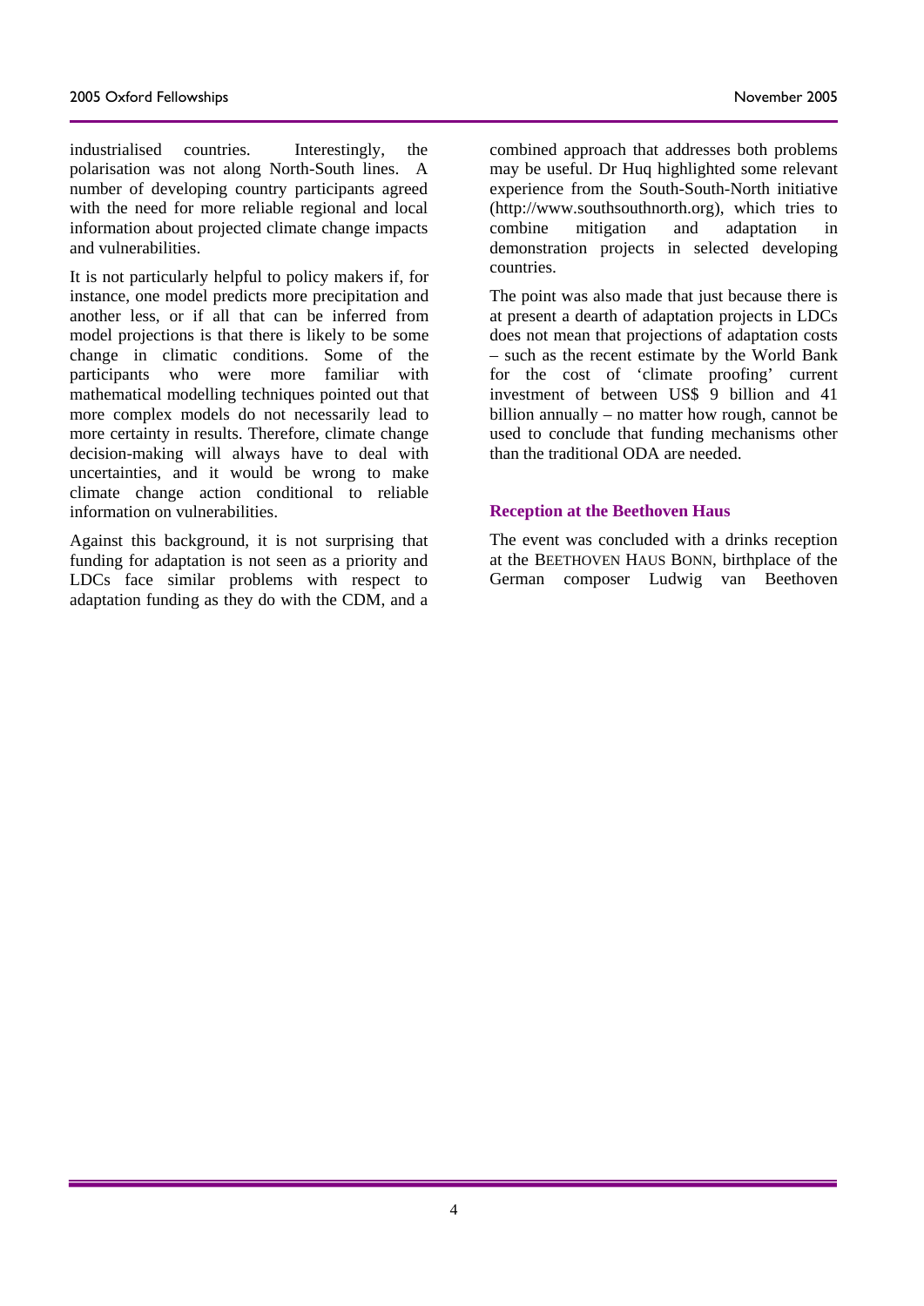industrialised countries. Interestingly, the polarisation was not along North-South lines. A number of developing country participants agreed with the need for more reliable regional and local information about projected climate change impacts and vulnerabilities.

It is not particularly helpful to policy makers if, for instance, one model predicts more precipitation and another less, or if all that can be inferred from model projections is that there is likely to be some change in climatic conditions. Some of the participants who were more familiar with mathematical modelling techniques pointed out that more complex models do not necessarily lead to more certainty in results. Therefore, climate change decision-making will always have to deal with uncertainties, and it would be wrong to make climate change action conditional to reliable information on vulnerabilities.

Against this background, it is not surprising that funding for adaptation is not seen as a priority and LDCs face similar problems with respect to adaptation funding as they do with the CDM, and a combined approach that addresses both problems may be useful. Dr Huq highlighted some relevant experience from the South-South-North initiative (http://www.southsouthnorth.org), which tries to combine mitigation and adaptation in demonstration projects in selected developing countries.

The point was also made that just because there is at present a dearth of adaptation projects in LDCs does not mean that projections of adaptation costs – such as the recent estimate by the World Bank for the cost of 'climate proofing' current investment of between US$ 9 billion and 41 billion annually – no matter how rough, cannot be used to conclude that funding mechanisms other than the traditional ODA are needed.

### Reception at the Beethoven Haus

The event was concluded with a drinks reception at the BEETHOVEN HAUS BONN, birthplace of the German composer Ludwig van Beethoven